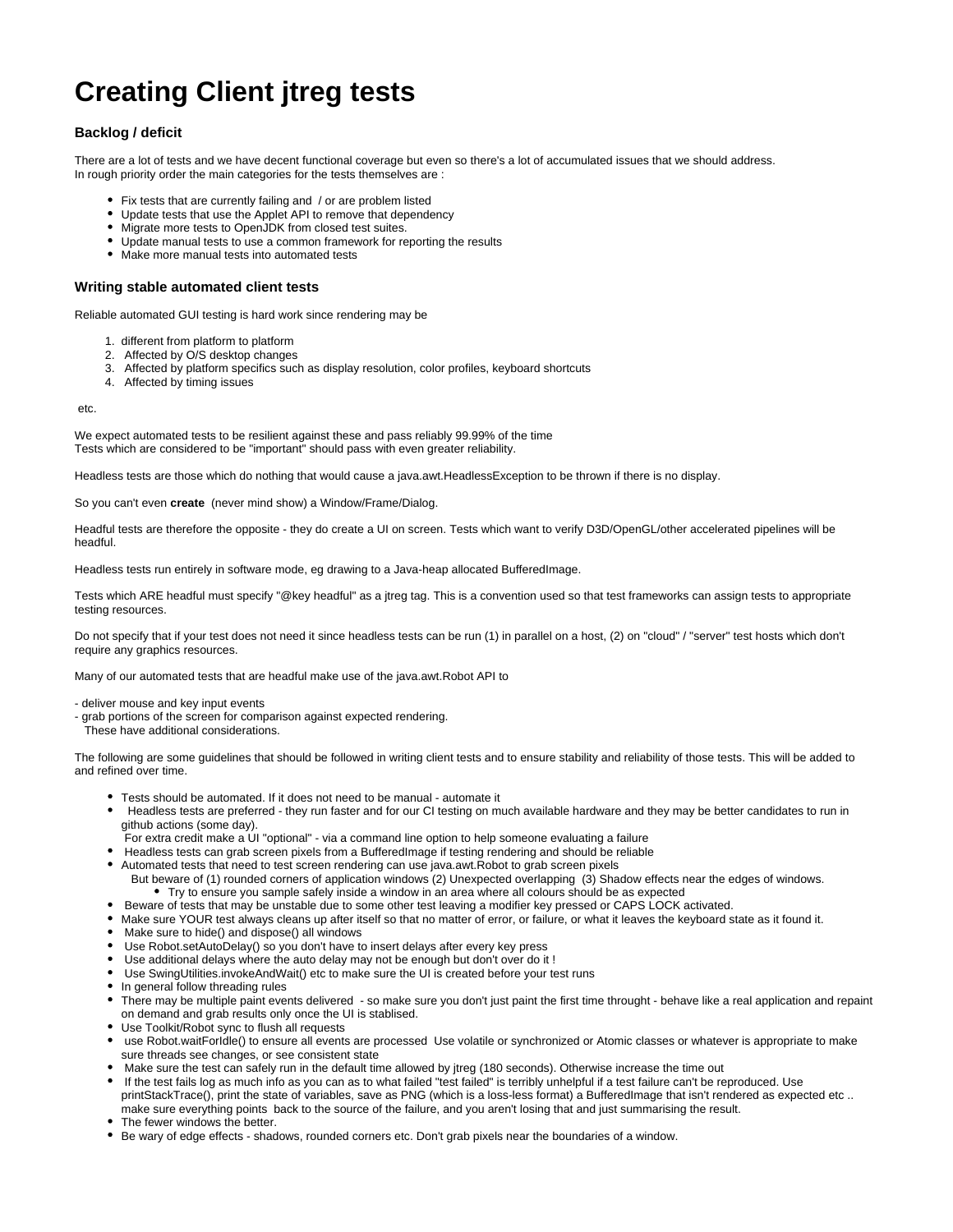# Creating Client jtreg tests

### Backlog / deficit

There are a lot of tests and we have decent functional coverage but even so there's a lot of accumulated issues that we should address.
In rough priority order the main categories for the tests themselves are :

- Fix tests that are currently failing and / or are problem listed
- Update tests that use the Applet API to remove that dependency
- Migrate more tests to OpenJDK from closed test suites.
- Update manual tests to use a common framework for reporting the results
- Make more manual tests into automated tests

### Writing stable automated client tests

Reliable automated GUI testing is hard work since rendering may be

1. different from platform to platform
2. Affected by O/S desktop changes
3. Affected by platform specifics such as display resolution, color profiles, keyboard shortcuts
4. Affected by timing issues

etc.

We expect automated tests to be resilient against these and pass reliably 99.99% of the time
Tests which are considered to be "important" should pass with even greater reliability.

Headless tests are those which do nothing that would cause a java.awt.HeadlessException to be thrown if there is no display.

So you can't even **create** (never mind show) a Window/Frame/Dialog.

Headful tests are therefore the opposite - they do create a UI on screen. Tests which want to verify D3D/OpenGL/other accelerated pipelines will be headful.

Headless tests run entirely in software mode, eg drawing to a Java-heap allocated BufferedImage.

Tests which ARE headful must specify "@key headful" as a jtreg tag. This is a convention used so that test frameworks can assign tests to appropriate testing resources.

Do not specify that if your test does not need it since headless tests can be run (1) in parallel on a host, (2) on "cloud" / "server" test hosts which don't require any graphics resources.

Many of our automated tests that are headful make use of the java.awt.Robot API to

- deliver mouse and key input events
- grab portions of the screen for comparison against expected rendering.
  These have additional considerations.

The following are some guidelines that should be followed in writing client tests and to ensure stability and reliability of those tests. This will be added to and refined over time.

- Tests should be automated. If it does not need to be manual - automate it
- Headless tests are preferred - they run faster and for our CI testing on much available hardware and they may be better candidates to run in github actions (some day).
  For extra credit make a UI "optional" - via a command line option to help someone evaluating a failure
- Headless tests can grab screen pixels from a BufferedImage if testing rendering and should be reliable
- Automated tests that need to test screen rendering can use java.awt.Robot to grab screen pixels
  But beware of (1) rounded corners of application windows (2) Unexpected overlapping (3) Shadow effects near the edges of windows.
    - Try to ensure you sample safely inside a window in an area where all colours should be as expected
- Beware of tests that may be unstable due to some other test leaving a modifier key pressed or CAPS LOCK activated.
- Make sure YOUR test always cleans up after itself so that no matter of error, or failure, or what it leaves the keyboard state as it found it.
- Make sure to hide() and dispose() all windows
- Use Robot.setAutoDelay() so you don't have to insert delays after every key press
- Use additional delays where the auto delay may not be enough but don't over do it !
- Use SwingUtilities.invokeAndWait() etc to make sure the UI is created before your test runs
- In general follow threading rules
- There may be multiple paint events delivered - so make sure you don't just paint the first time throught - behave like a real application and repaint on demand and grab results only once the UI is stablised.
- Use Toolkit/Robot sync to flush all requests
- use Robot.waitForIdle() to ensure all events are processed Use volatile or synchronized or Atomic classes or whatever is appropriate to make sure threads see changes, or see consistent state
- Make sure the test can safely run in the default time allowed by jtreg (180 seconds). Otherwise increase the time out
- If the test fails log as much info as you can as to what failed "test failed" is terribly unhelpful if a test failure can't be reproduced. Use printStackTrace(), print the state of variables, save as PNG (which is a loss-less format) a BufferedImage that isn't rendered as expected etc .. make sure everything points back to the source of the failure, and you aren't losing that and just summarising the result.
- The fewer windows the better.
- Be wary of edge effects - shadows, rounded corners etc. Don't grab pixels near the boundaries of a window.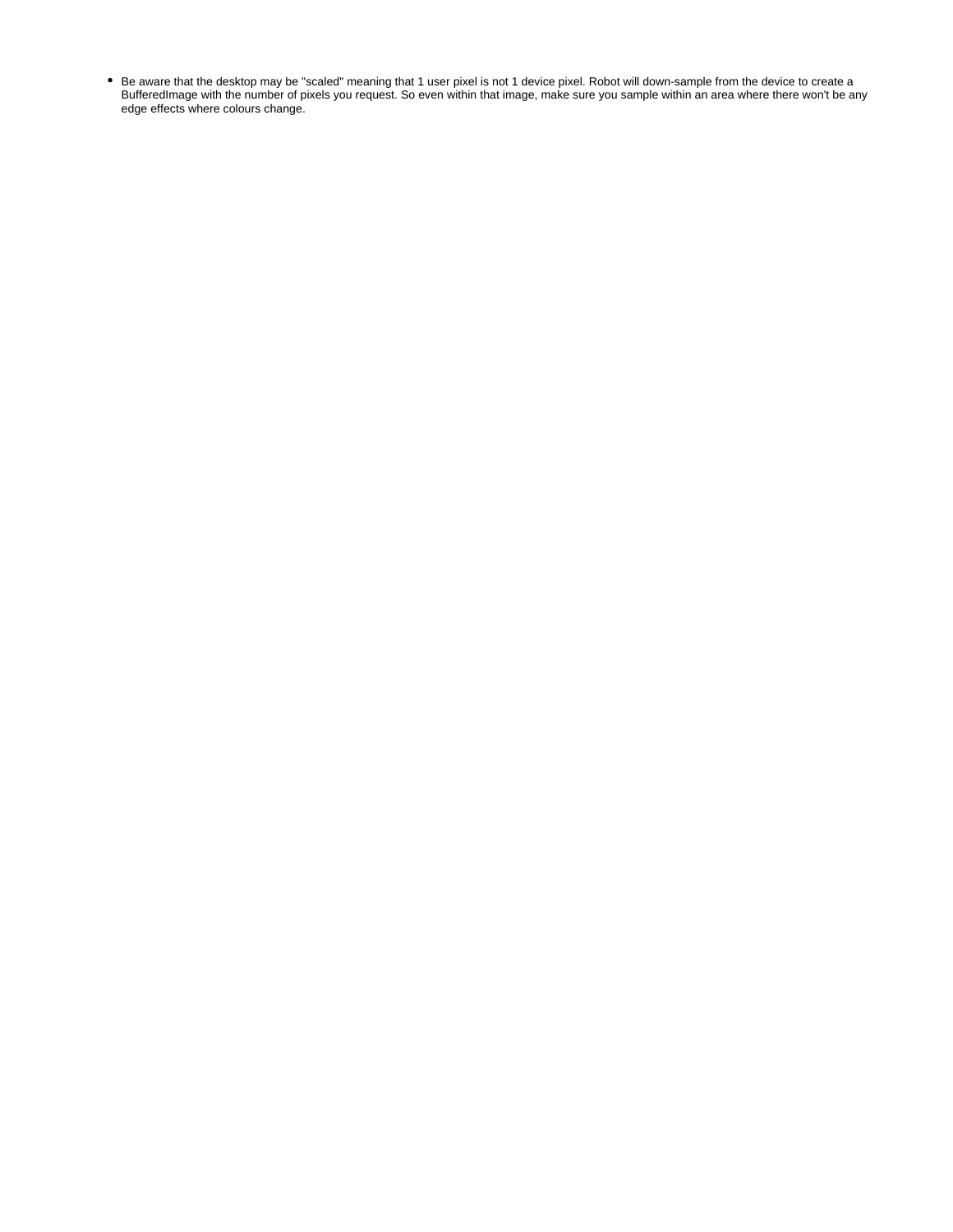- Be aware that the desktop may be "scaled" meaning that 1 user pixel is not 1 device pixel. Robot will down-sample from the device to create a BufferedImage with the number of pixels you request. So even within that image, make sure you sample within an area where there won't be any edge effects where colours change.